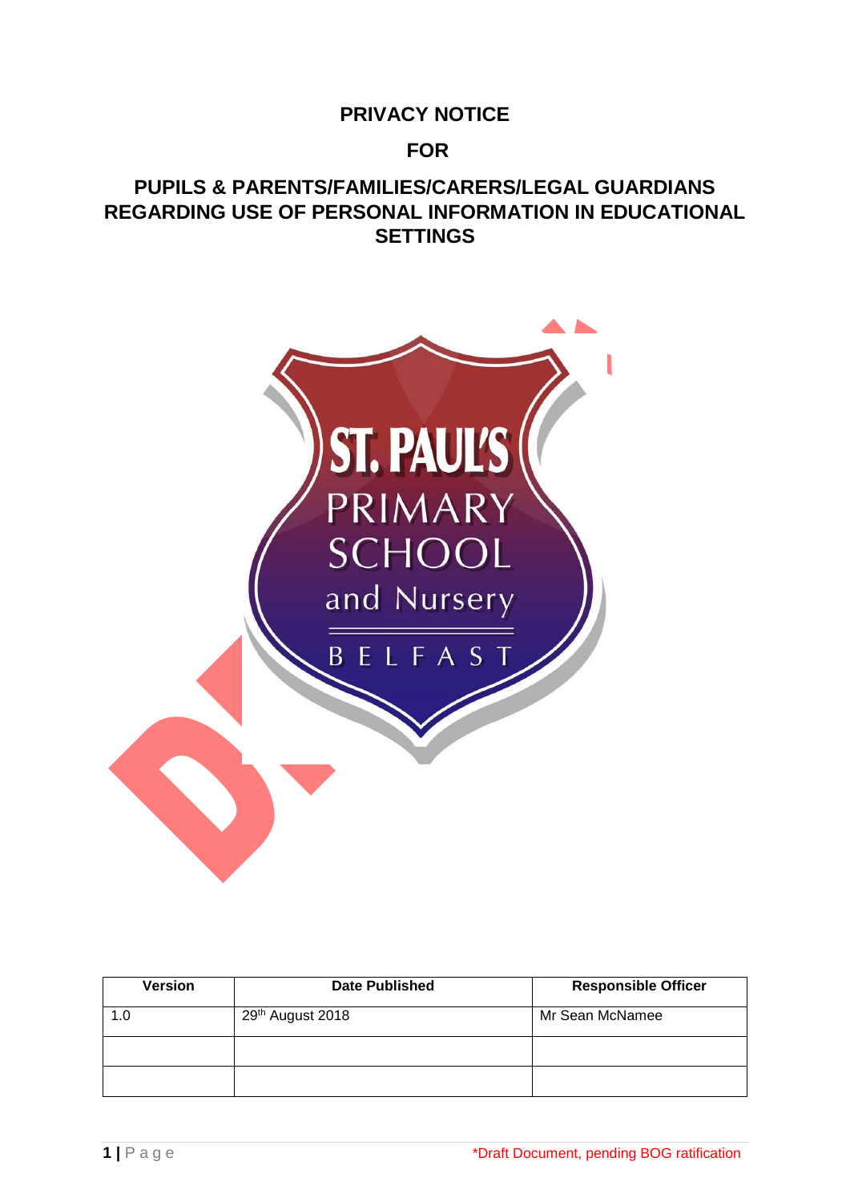# PRIVACY NOTICE

## FOR

## PUPILS & PARENTS/FAMILIES/CARERS/LEGAL GUARDIANS REGARDING USE OF PERSONAL INFORMATION IN EDUCATIONAL SETTINGS

ST. PAUL'S PRIMARY SCHOOL and Nursery BELFAST

| Version | Date Published | Responsible Officer |
|---|---|---|
| 1.0 | 29th August 2018 | Mr Sean McNamee |
| | | |
| | | |

*Draft Document, pending BOG ratification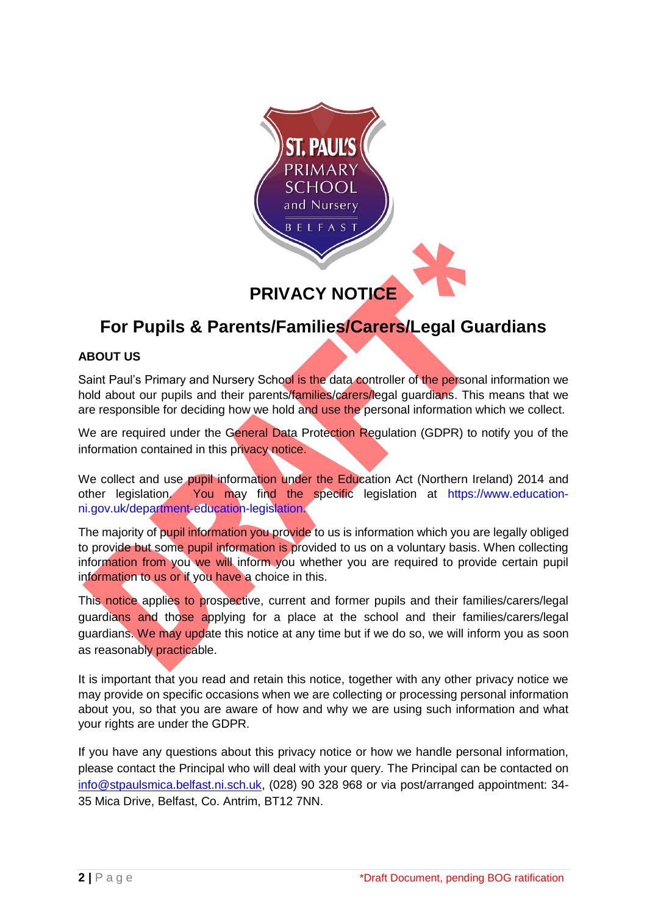# PRIVACY NOTICE

## For Pupils & Parents/Families/Carers/Legal Guardians

### ABOUT US

Saint Paul's Primary and Nursery School is the data controller of the personal information we hold about our pupils and their parents/families/carers/legal guardians. This means that we are responsible for deciding how we hold and use the personal information which we collect.

We are required under the General Data Protection Regulation (GDPR) to notify you of the information contained in this privacy notice.

We collect and use pupil information under the Education Act (Northern Ireland) 2014 and other legislation. You may find the specific legislation at https://www.education-ni.gov.uk/department-education-legislation.

The majority of pupil information you provide to us is information which you are legally obliged to provide but some pupil information is provided to us on a voluntary basis. When collecting information from you we will inform you whether you are required to provide certain pupil information to us or if you have a choice in this.

This notice applies to prospective, current and former pupils and their families/carers/legal guardians and those applying for a place at the school and their families/carers/legal guardians. We may update this notice at any time but if we do so, we will inform you as soon as reasonably practicable.

It is important that you read and retain this notice, together with any other privacy notice we may provide on specific occasions when we are collecting or processing personal information about you, so that you are aware of how and why we are using such information and what your rights are under the GDPR.

If you have any questions about this privacy notice or how we handle personal information, please contact the Principal who will deal with your query. The Principal can be contacted on info@stpaulsmica.belfast.ni.sch.uk, (028) 90 328 968 or via post/arranged appointment: 34-35 Mica Drive, Belfast, Co. Antrim, BT12 7NN.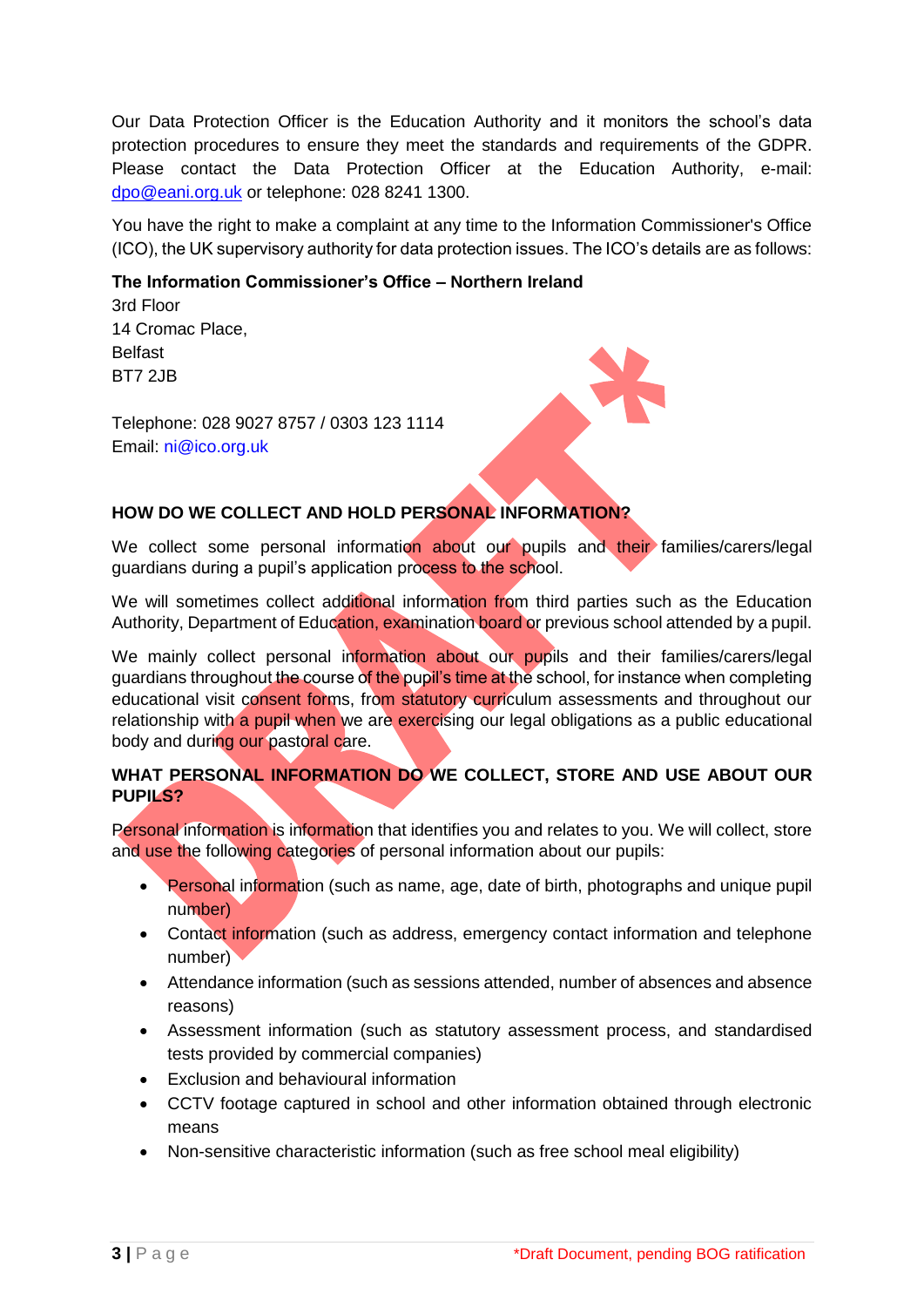Our Data Protection Officer is the Education Authority and it monitors the school's data protection procedures to ensure they meet the standards and requirements of the GDPR. Please contact the Data Protection Officer at the Education Authority, e-mail: dpo@eani.org.uk or telephone: 028 8241 1300.

You have the right to make a complaint at any time to the Information Commissioner's Office (ICO), the UK supervisory authority for data protection issues. The ICO's details are as follows:

**The Information Commissioner's Office – Northern Ireland**
3rd Floor
14 Cromac Place,
Belfast
BT7 2JB

Telephone: 028 9027 8757 / 0303 123 1114
Email: ni@ico.org.uk

## HOW DO WE COLLECT AND HOLD PERSONAL INFORMATION?

We collect some personal information about our pupils and their families/carers/legal guardians during a pupil's application process to the school.

We will sometimes collect additional information from third parties such as the Education Authority, Department of Education, examination board or previous school attended by a pupil.

We mainly collect personal information about our pupils and their families/carers/legal guardians throughout the course of the pupil's time at the school, for instance when completing educational visit consent forms, from statutory curriculum assessments and throughout our relationship with a pupil when we are exercising our legal obligations as a public educational body and during our pastoral care.

## WHAT PERSONAL INFORMATION DO WE COLLECT, STORE AND USE ABOUT OUR PUPILS?

Personal information is information that identifies you and relates to you. We will collect, store and use the following categories of personal information about our pupils:

- Personal information (such as name, age, date of birth, photographs and unique pupil number)
- Contact information (such as address, emergency contact information and telephone number)
- Attendance information (such as sessions attended, number of absences and absence reasons)
- Assessment information (such as statutory assessment process, and standardised tests provided by commercial companies)
- Exclusion and behavioural information
- CCTV footage captured in school and other information obtained through electronic means
- Non-sensitive characteristic information (such as free school meal eligibility)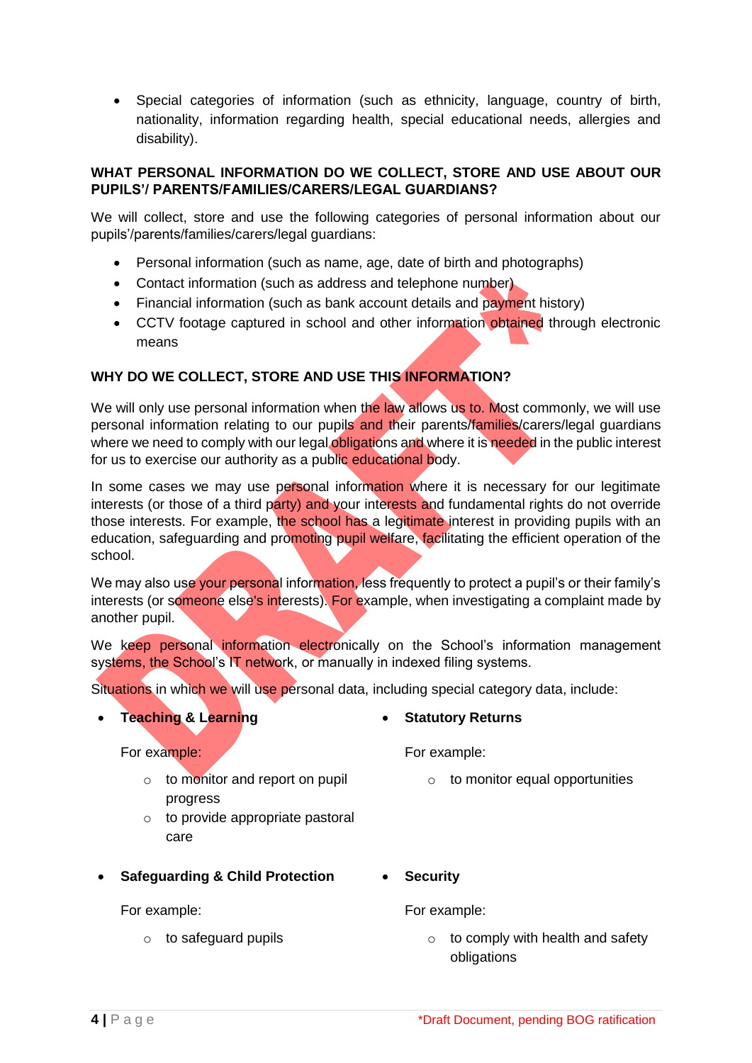- Special categories of information (such as ethnicity, language, country of birth, nationality, information regarding health, special educational needs, allergies and disability).

**WHAT PERSONAL INFORMATION DO WE COLLECT, STORE AND USE ABOUT OUR PUPILS'/ PARENTS/FAMILIES/CARERS/LEGAL GUARDIANS?**

We will collect, store and use the following categories of personal information about our pupils'/parents/families/carers/legal guardians:

- Personal information (such as name, age, date of birth and photographs)
- Contact information (such as address and telephone number)
- Financial information (such as bank account details and payment history)
- CCTV footage captured in school and other information obtained through electronic means

**WHY DO WE COLLECT, STORE AND USE THIS INFORMATION?**

We will only use personal information when the law allows us to. Most commonly, we will use personal information relating to our pupils and their parents/families/carers/legal guardians where we need to comply with our legal obligations and where it is needed in the public interest for us to exercise our authority as a public educational body.

In some cases we may use personal information where it is necessary for our legitimate interests (or those of a third party) and your interests and fundamental rights do not override those interests. For example, the school has a legitimate interest in providing pupils with an education, safeguarding and promoting pupil welfare, facilitating the efficient operation of the school.

We may also use your personal information, less frequently to protect a pupil's or their family's interests (or someone else's interests). For example, when investigating a complaint made by another pupil.

We keep personal information electronically on the School's information management systems, the School's IT network, or manually in indexed filing systems.

Situations in which we will use personal data, including special category data, include:

- **Teaching & Learning**

  For example:

  - to monitor and report on pupil progress
  - to provide appropriate pastoral care

- **Safeguarding & Child Protection**

  For example:

  - to safeguard pupils

- **Statutory Returns**

  For example:

  - to monitor equal opportunities

- **Security**

  For example:

  - to comply with health and safety obligations

*Draft Document, pending BOG ratification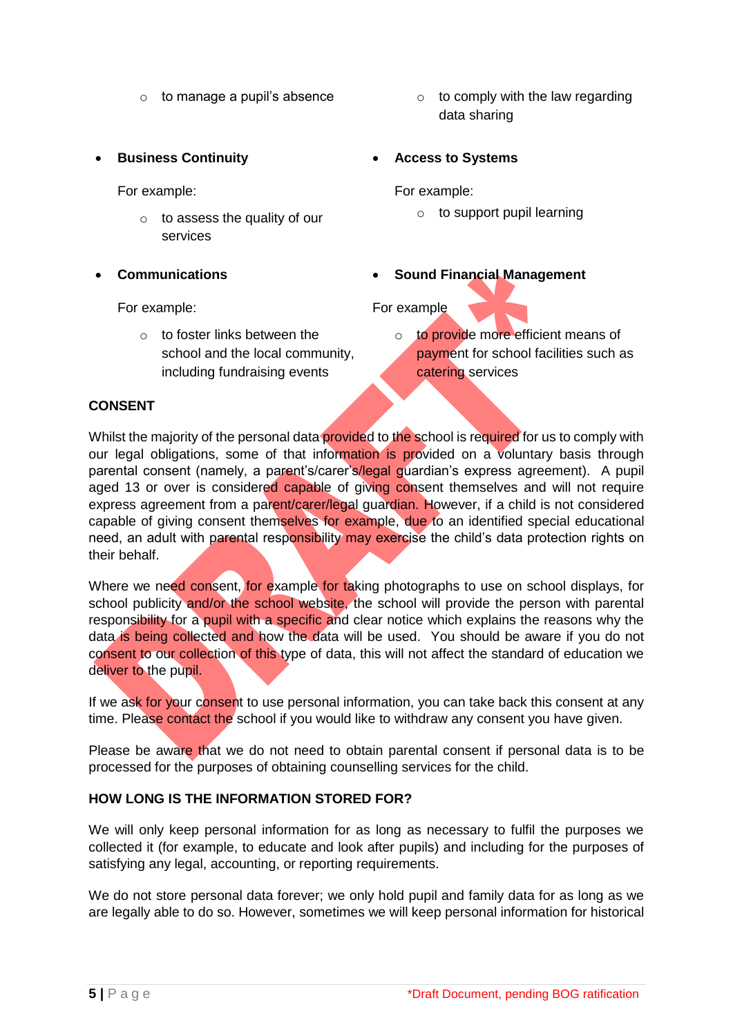- to manage a pupil's absence
- to comply with the law regarding data sharing

- **Business Continuity**

  For example:

  - to assess the quality of our services

- **Access to Systems**

  For example:

  - to support pupil learning

- **Communications**

  For example:

  - to foster links between the school and the local community, including fundraising events

- **Sound Financial Management**

  For example

  - to provide more efficient means of payment for school facilities such as catering services

**CONSENT**

Whilst the majority of the personal data provided to the school is required for us to comply with our legal obligations, some of that information is provided on a voluntary basis through parental consent (namely, a parent's/carer's/legal guardian's express agreement). A pupil aged 13 or over is considered capable of giving consent themselves and will not require express agreement from a parent/carer/legal guardian. However, if a child is not considered capable of giving consent themselves for example, due to an identified special educational need, an adult with parental responsibility may exercise the child's data protection rights on their behalf.

Where we need consent, for example for taking photographs to use on school displays, for school publicity and/or the school website, the school will provide the person with parental responsibility for a pupil with a specific and clear notice which explains the reasons why the data is being collected and how the data will be used. You should be aware if you do not consent to our collection of this type of data, this will not affect the standard of education we deliver to the pupil.

If we ask for your consent to use personal information, you can take back this consent at any time. Please contact the school if you would like to withdraw any consent you have given.

Please be aware that we do not need to obtain parental consent if personal data is to be processed for the purposes of obtaining counselling services for the child.

**HOW LONG IS THE INFORMATION STORED FOR?**

We will only keep personal information for as long as necessary to fulfil the purposes we collected it (for example, to educate and look after pupils) and including for the purposes of satisfying any legal, accounting, or reporting requirements.

We do not store personal data forever; we only hold pupil and family data for as long as we are legally able to do so. However, sometimes we will keep personal information for historical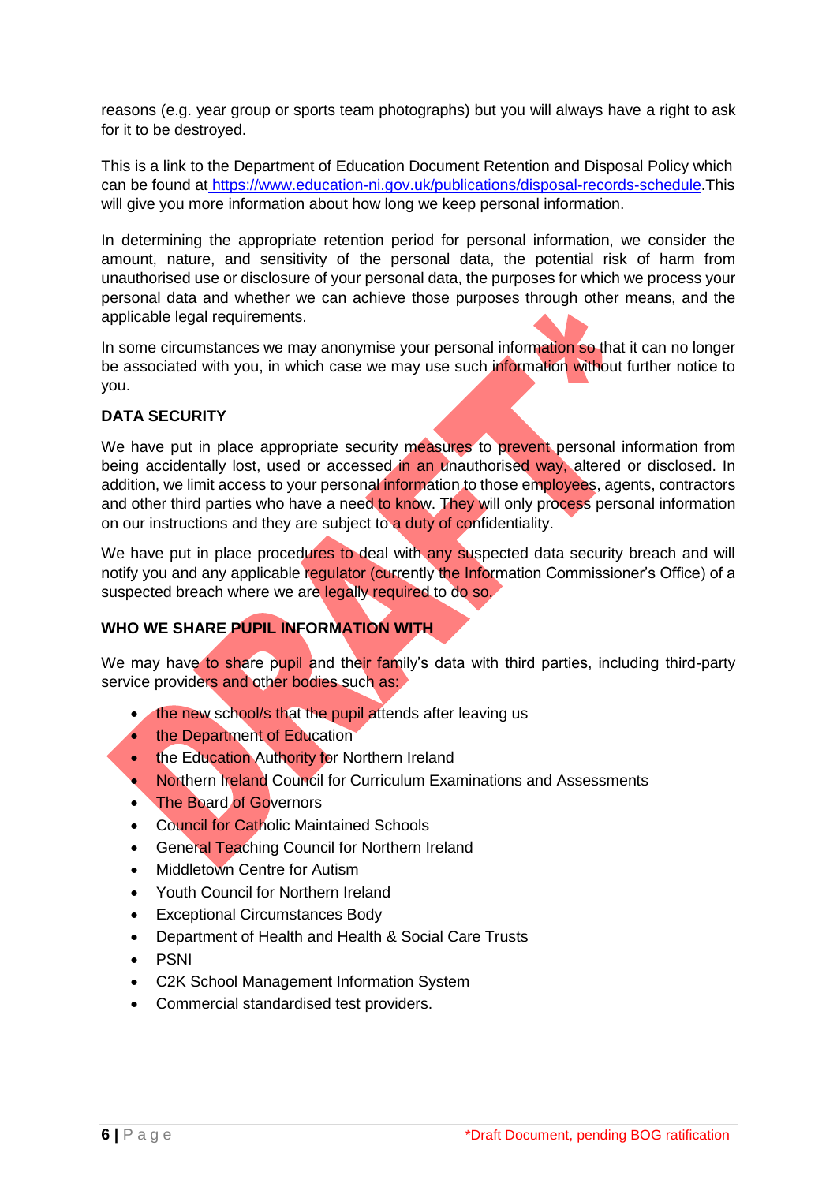reasons (e.g. year group or sports team photographs) but you will always have a right to ask for it to be destroyed.

This is a link to the Department of Education Document Retention and Disposal Policy which can be found at [https://www.education-ni.gov.uk/publications/disposal-records-schedule](https://www.education-ni.gov.uk/publications/disposal-records-schedule).This will give you more information about how long we keep personal information.

In determining the appropriate retention period for personal information, we consider the amount, nature, and sensitivity of the personal data, the potential risk of harm from unauthorised use or disclosure of your personal data, the purposes for which we process your personal data and whether we can achieve those purposes through other means, and the applicable legal requirements.

In some circumstances we may anonymise your personal information so that it can no longer be associated with you, in which case we may use such information without further notice to you.

**DATA SECURITY**

We have put in place appropriate security measures to prevent personal information from being accidentally lost, used or accessed in an unauthorised way, altered or disclosed. In addition, we limit access to your personal information to those employees, agents, contractors and other third parties who have a need to know. They will only process personal information on our instructions and they are subject to a duty of confidentiality.

We have put in place procedures to deal with any suspected data security breach and will notify you and any applicable regulator (currently the Information Commissioner's Office) of a suspected breach where we are legally required to do so.

**WHO WE SHARE PUPIL INFORMATION WITH**

We may have to share pupil and their family's data with third parties, including third-party service providers and other bodies such as:

- the new school/s that the pupil attends after leaving us
- the Department of Education
- the Education Authority for Northern Ireland
- Northern Ireland Council for Curriculum Examinations and Assessments
- The Board of Governors
- Council for Catholic Maintained Schools
- General Teaching Council for Northern Ireland
- Middletown Centre for Autism
- Youth Council for Northern Ireland
- Exceptional Circumstances Body
- Department of Health and Health & Social Care Trusts
- PSNI
- C2K School Management Information System
- Commercial standardised test providers.

*Draft Document, pending BOG ratification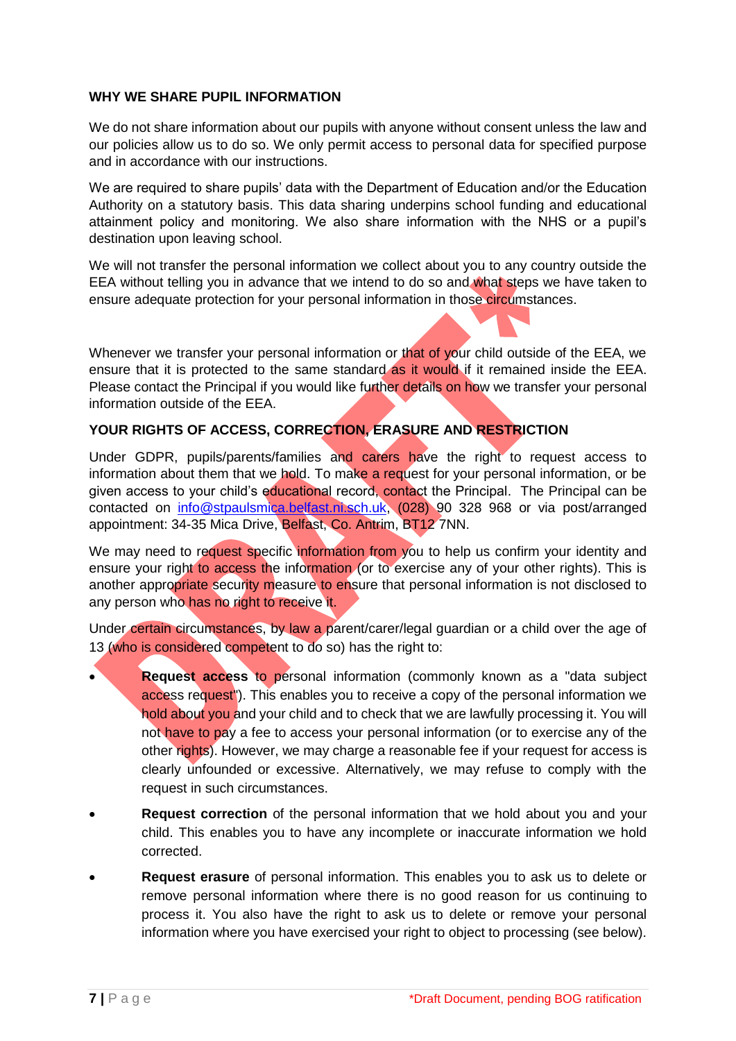## WHY WE SHARE PUPIL INFORMATION

We do not share information about our pupils with anyone without consent unless the law and our policies allow us to do so. We only permit access to personal data for specified purpose and in accordance with our instructions.

We are required to share pupils' data with the Department of Education and/or the Education Authority on a statutory basis. This data sharing underpins school funding and educational attainment policy and monitoring. We also share information with the NHS or a pupil's destination upon leaving school.

We will not transfer the personal information we collect about you to any country outside the EEA without telling you in advance that we intend to do so and what steps we have taken to ensure adequate protection for your personal information in those circumstances.

Whenever we transfer your personal information or that of your child outside of the EEA, we ensure that it is protected to the same standard as it would if it remained inside the EEA. Please contact the Principal if you would like further details on how we transfer your personal information outside of the EEA.

## YOUR RIGHTS OF ACCESS, CORRECTION, ERASURE AND RESTRICTION

Under GDPR, pupils/parents/families and carers have the right to request access to information about them that we hold. To make a request for your personal information, or be given access to your child's educational record, contact the Principal. The Principal can be contacted on info@stpaulsmica.belfast.ni.sch.uk, (028) 90 328 968 or via post/arranged appointment: 34-35 Mica Drive, Belfast, Co. Antrim, BT12 7NN.

We may need to request specific information from you to help us confirm your identity and ensure your right to access the information (or to exercise any of your other rights). This is another appropriate security measure to ensure that personal information is not disclosed to any person who has no right to receive it.

Under certain circumstances, by law a parent/carer/legal guardian or a child over the age of 13 (who is considered competent to do so) has the right to:

- **Request access** to personal information (commonly known as a "data subject access request"). This enables you to receive a copy of the personal information we hold about you and your child and to check that we are lawfully processing it. You will not have to pay a fee to access your personal information (or to exercise any of the other rights). However, we may charge a reasonable fee if your request for access is clearly unfounded or excessive. Alternatively, we may refuse to comply with the request in such circumstances.
- **Request correction** of the personal information that we hold about you and your child. This enables you to have any incomplete or inaccurate information we hold corrected.
- **Request erasure** of personal information. This enables you to ask us to delete or remove personal information where there is no good reason for us continuing to process it. You also have the right to ask us to delete or remove your personal information where you have exercised your right to object to processing (see below).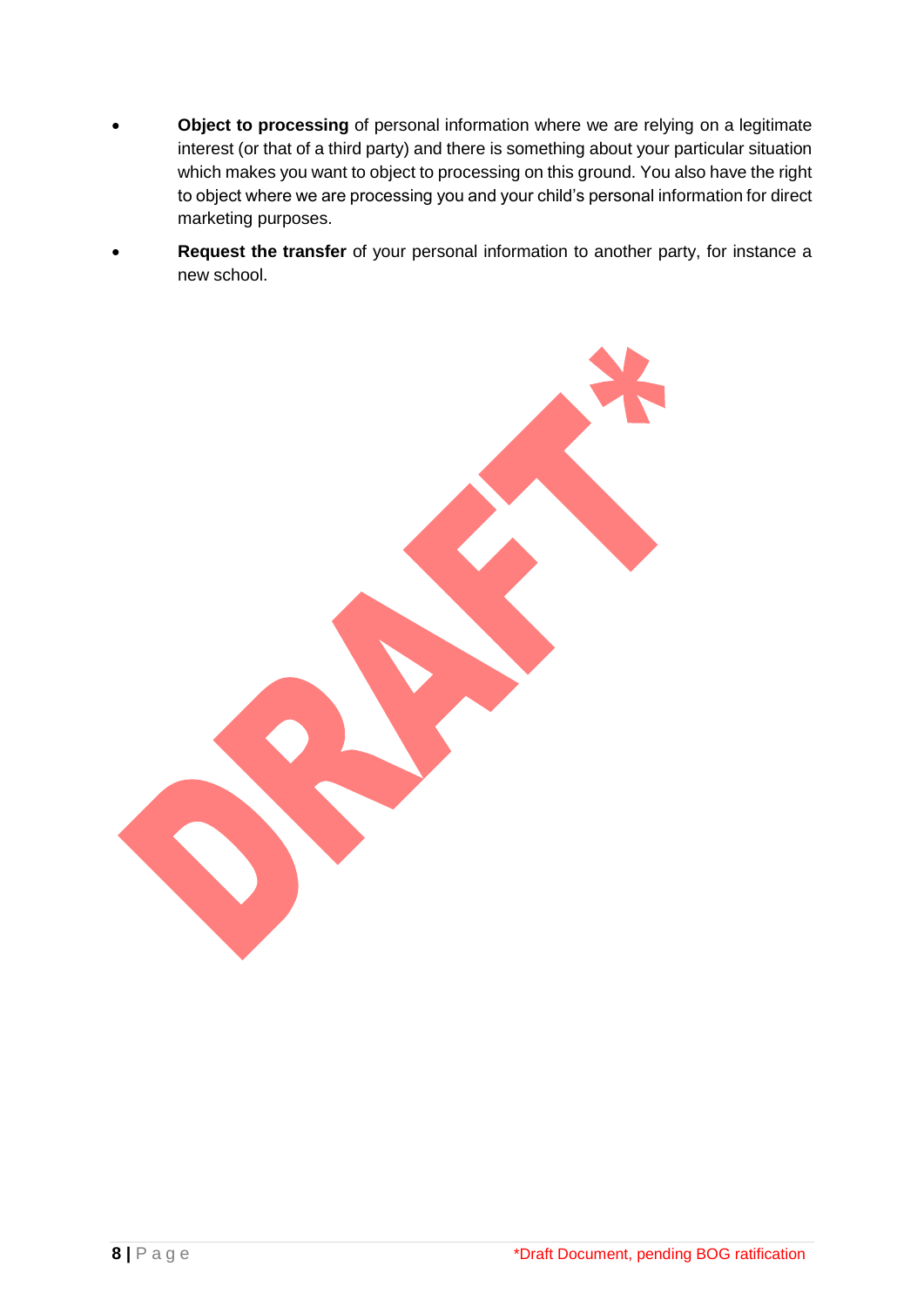- **Object to processing** of personal information where we are relying on a legitimate interest (or that of a third party) and there is something about your particular situation which makes you want to object to processing on this ground. You also have the right to object where we are processing you and your child's personal information for direct marketing purposes.
- **Request the transfer** of your personal information to another party, for instance a new school.